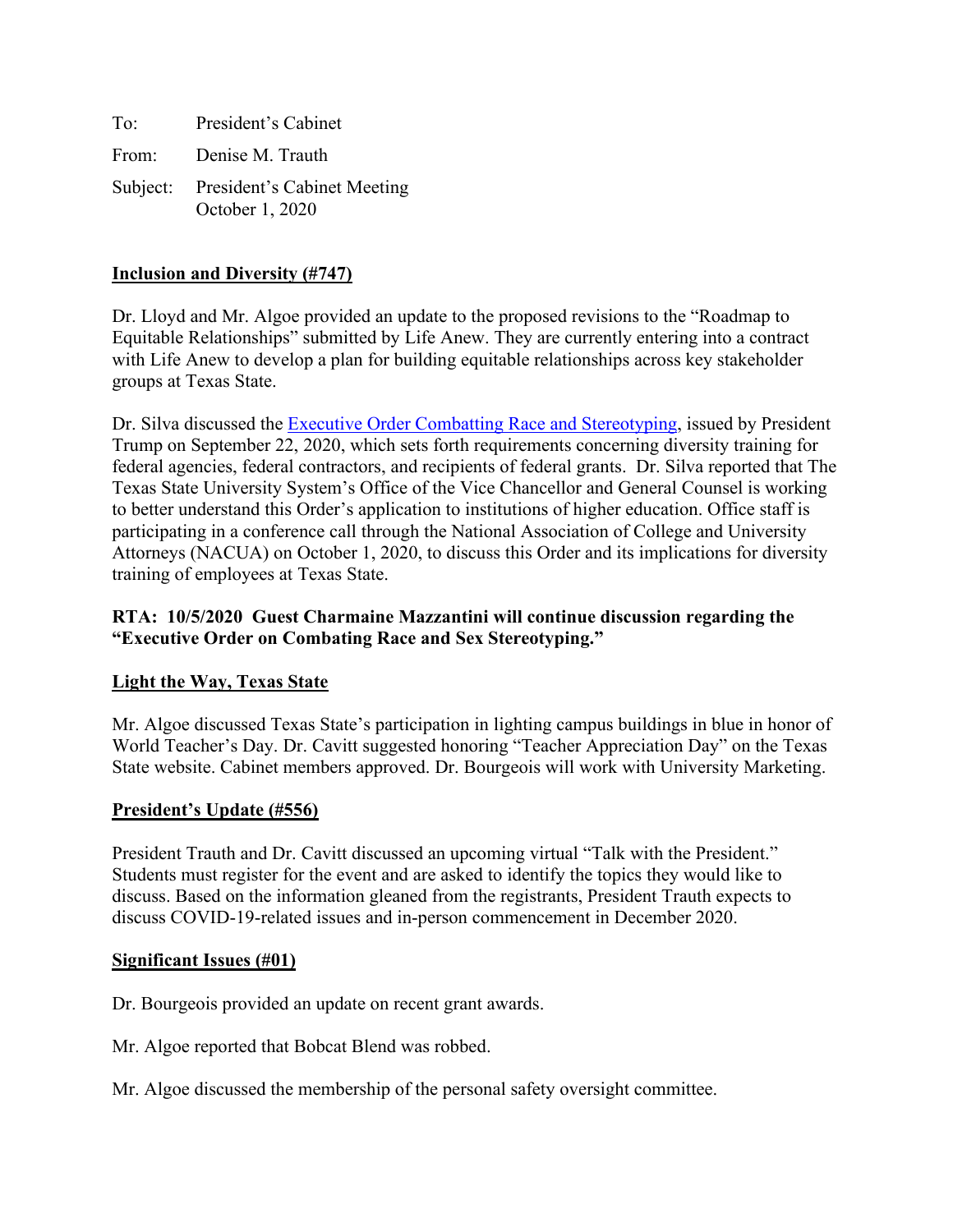To: President's Cabinet

From: Denise M. Trauth

Subject: President's Cabinet Meeting
October 1, 2020

**Inclusion and Diversity (#747)**

Dr. Lloyd and Mr. Algoe provided an update to the proposed revisions to the "Roadmap to Equitable Relationships" submitted by Life Anew. They are currently entering into a contract with Life Anew to develop a plan for building equitable relationships across key stakeholder groups at Texas State.

Dr. Silva discussed the Executive Order Combatting Race and Stereotyping, issued by President Trump on September 22, 2020, which sets forth requirements concerning diversity training for federal agencies, federal contractors, and recipients of federal grants. Dr. Silva reported that The Texas State University System's Office of the Vice Chancellor and General Counsel is working to better understand this Order's application to institutions of higher education. Office staff is participating in a conference call through the National Association of College and University Attorneys (NACUA) on October 1, 2020, to discuss this Order and its implications for diversity training of employees at Texas State.

**RTA: 10/5/2020 Guest Charmaine Mazzantini will continue discussion regarding the "Executive Order on Combating Race and Sex Stereotyping."**

**Light the Way, Texas State**

Mr. Algoe discussed Texas State's participation in lighting campus buildings in blue in honor of World Teacher's Day. Dr. Cavitt suggested honoring "Teacher Appreciation Day" on the Texas State website. Cabinet members approved. Dr. Bourgeois will work with University Marketing.

**President's Update (#556)**

President Trauth and Dr. Cavitt discussed an upcoming virtual "Talk with the President." Students must register for the event and are asked to identify the topics they would like to discuss. Based on the information gleaned from the registrants, President Trauth expects to discuss COVID-19-related issues and in-person commencement in December 2020.

**Significant Issues (#01)**

Dr. Bourgeois provided an update on recent grant awards.

Mr. Algoe reported that Bobcat Blend was robbed.

Mr. Algoe discussed the membership of the personal safety oversight committee.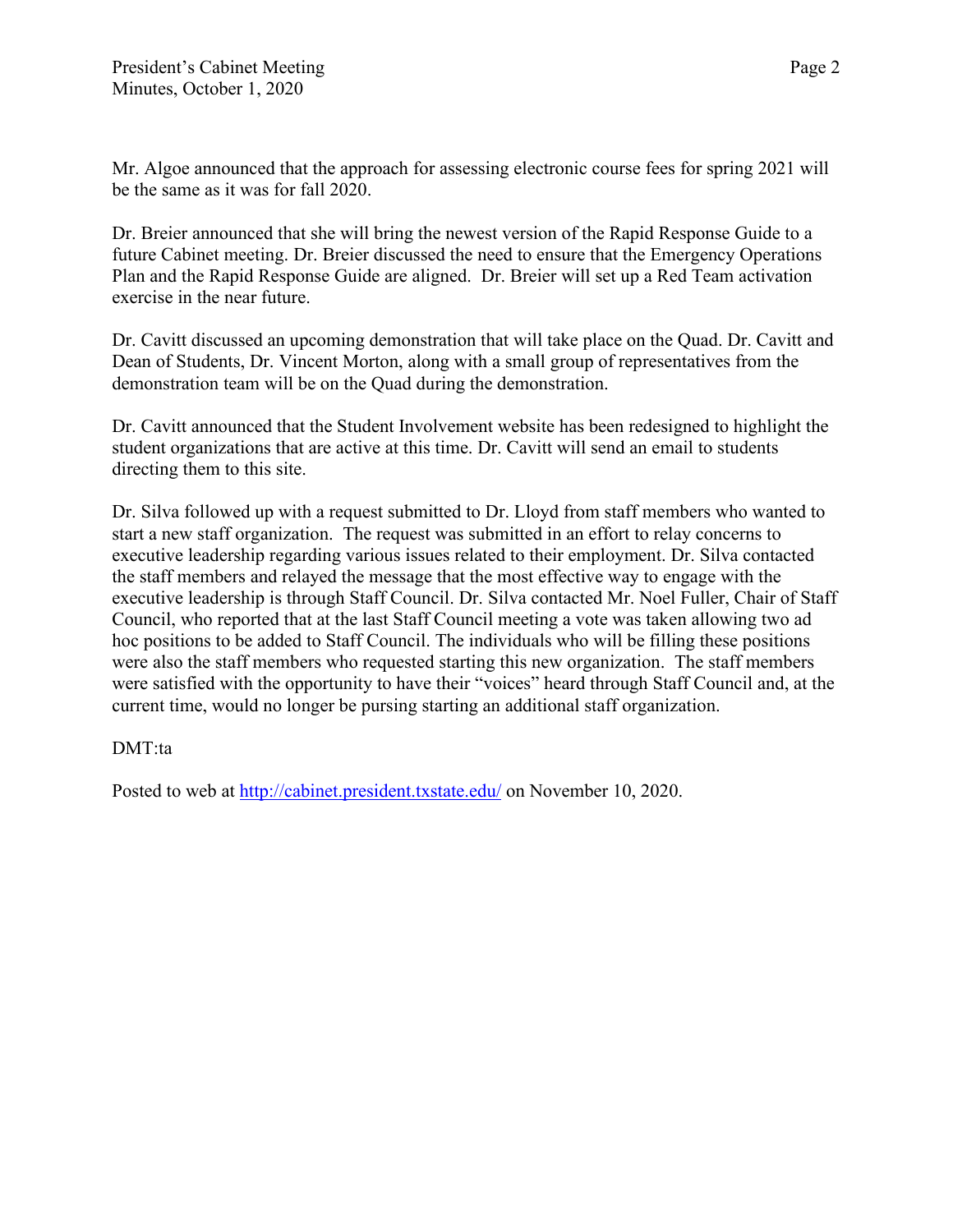Mr. Algoe announced that the approach for assessing electronic course fees for spring 2021 will be the same as it was for fall 2020.

Dr. Breier announced that she will bring the newest version of the Rapid Response Guide to a future Cabinet meeting. Dr. Breier discussed the need to ensure that the Emergency Operations Plan and the Rapid Response Guide are aligned. Dr. Breier will set up a Red Team activation exercise in the near future.

Dr. Cavitt discussed an upcoming demonstration that will take place on the Quad. Dr. Cavitt and Dean of Students, Dr. Vincent Morton, along with a small group of representatives from the demonstration team will be on the Quad during the demonstration.

Dr. Cavitt announced that the Student Involvement website has been redesigned to highlight the student organizations that are active at this time. Dr. Cavitt will send an email to students directing them to this site.

Dr. Silva followed up with a request submitted to Dr. Lloyd from staff members who wanted to start a new staff organization. The request was submitted in an effort to relay concerns to executive leadership regarding various issues related to their employment. Dr. Silva contacted the staff members and relayed the message that the most effective way to engage with the executive leadership is through Staff Council. Dr. Silva contacted Mr. Noel Fuller, Chair of Staff Council, who reported that at the last Staff Council meeting a vote was taken allowing two ad hoc positions to be added to Staff Council. The individuals who will be filling these positions were also the staff members who requested starting this new organization. The staff members were satisfied with the opportunity to have their "voices" heard through Staff Council and, at the current time, would no longer be pursing starting an additional staff organization.

DMT:ta

Posted to web at http://cabinet.president.txstate.edu/ on November 10, 2020.